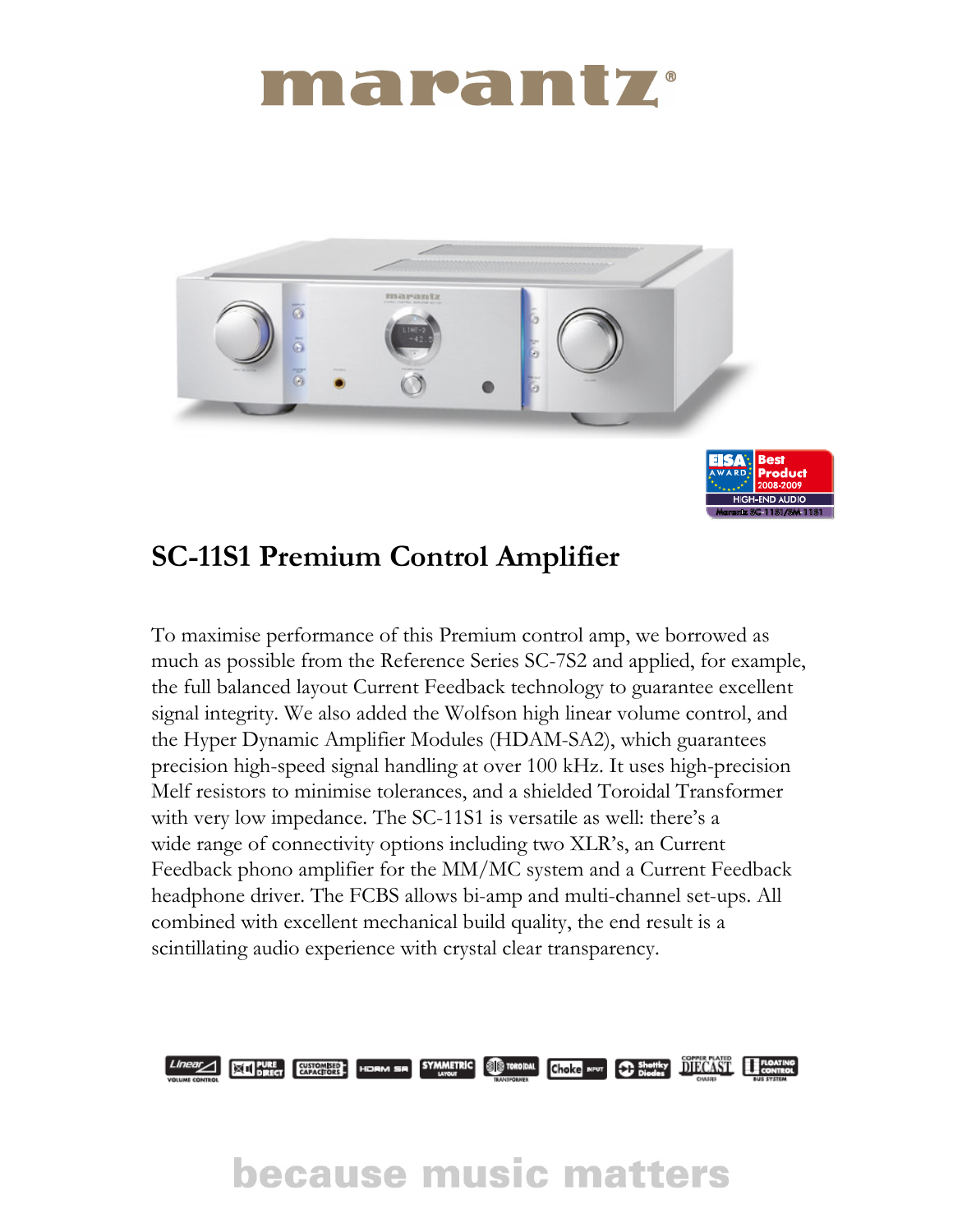# marantz

## SC-11S1 Premium Control Amplifier

To maximise performance of this Premium control amp, we borrowed as much as possible from the Reference Series SC-7S2 and applied, for example, the full balanced layout Current Feedback technology to guarantee excellent signal integrity. We also added the Wolfson high linear volume control, and the Hyper Dynamic Amplifier Modules (HDAM-SA2), which guarantees precision high-speed signal handling at over 100 kHz. It uses high-precision Melf resistors to minimise tolerances, and a shielded Toroidal Transformer with very low impedance. The SC-11S1 is versatile as well: there's a wide range of connectivity options including two XLR's, an Current Feedback phono amplifier for the MM/MC system and a Current Feedback headphone driver. The FCBS allows bi-amp and multi-channel set-ups. All combined with excellent mechanical build quality, the end result is a scintillating audio experience with crystal clear transparency.

because music matters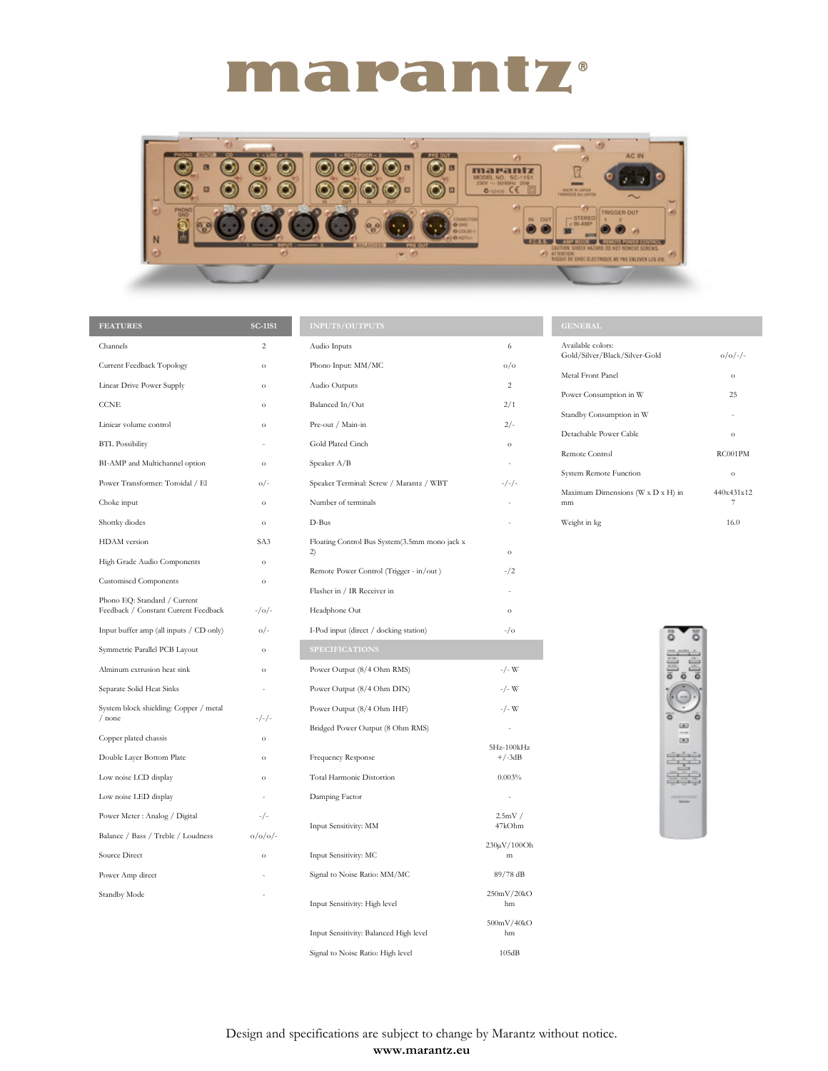# marantz®

| FEATURES | SC-11S1 |
|---|---|
| Channels | 2 |
| Current Feedback Topology | o |
| Linear Drive Power Supply | o |
| CCNE | o |
| Liniear volume control | o |
| BTL Possibility | - |
| BI-AMP and Multichannel option | o |
| Power Transformer: Toroidal / EI | o/- |
| Choke input | o |
| Shottky diodes | o |
| HDAM version | SA3 |
| High Grade Audio Components | o |
| Customised Components | o |
| Phono EQ: Standard / Current Feedback / Constant Current Feedback | -/o/- |
| Input buffer amp (all inputs / CD only) | o/- |
| Symmetric Parallel PCB Layout | o |
| Alminum extrusion heat sink | o |
| Separate Solid Heat Sinks | - |
| System block shielding: Copper / metal / none | -/-/- |
| Copper plated chassis | o |
| Double Layer Bottom Plate | o |
| Low noise LCD display | o |
| Low noise LED display | - |
| Power Meter : Analog / Digital | -/- |
| Balance / Bass / Treble / Loudness | o/o/o/- |
| Source Direct | o |
| Power Amp direct | - |
| Standby Mode | - |

| INPUTS/OUTPUTS | |
|---|---|
| Audio Inputs | 6 |
| Phono Input: MM/MC | o/o |
| Audio Outputs | 2 |
| Balanced In/Out | 2/1 |
| Pre-out / Main-in | 2/- |
| Gold Plated Cinch | o |
| Speaker A/B | - |
| Speaker Terminal: Screw / Marantz / WBT | -/-/- |
| Number of terminals | - |
| D-Bus | - |
| Floating Control Bus System(3.5mm mono jack x 2) | o |
| Remote Power Control (Trigger - in/out ) | -/2 |
| Flasher in / IR Receiver in | - |
| Headphone Out | o |
| I-Pod input (direct / docking station) | -/o |

| SPECIFICATIONS | |
|---|---|
| Power Output (8/4 Ohm RMS) | -/- W |
| Power Output (8/4 Ohm DIN) | -/- W |
| Power Output (8/4 Ohm IHF) | -/- W |
| Bridged Power Output (8 Ohm RMS) | - |
| Frequency Response | 5Hz-100kHz +/-3dB |
| Total Harmonic Distortion | 0.003% |
| Damping Factor | - |
| Input Sensitivity: MM | 2.5mV / 47kOhm |
| Input Sensitivity: MC | 230µV/100Ohm |
| Signal to Noise Ratio: MM/MC | 89/78 dB |
| Input Sensitivity: High level | 250mV/20kOhm |
| Input Sensitivity: Balanced High level | 500mV/40kOhm |
| Signal to Noise Ratio: High level | 105dB |

| GENERAL | |
|---|---|
| Available colors: Gold/Silver/Black/Silver-Gold | o/o/-/- |
| Metal Front Panel | o |
| Power Consumption in W | 25 |
| Standby Consumption in W | - |
| Detachable Power Cable | o |
| Remote Control | RC001PM |
| System Remote Function | o |
| Maximum Dimensions (W x D x H) in mm | 440x431x127 |
| Weight in kg | 16.0 |

Design and specifications are subject to change by Marantz without notice.

**www.marantz.eu**